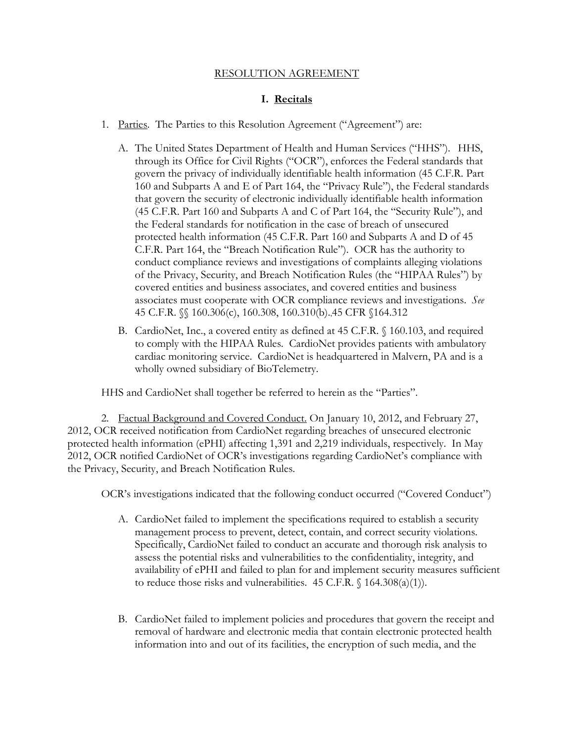# RESOLUTION AGREEMENT

## I. Recitals

1. Parties. The Parties to this Resolution Agreement ("Agreement") are:

   A. The United States Department of Health and Human Services ("HHS"). HHS, through its Office for Civil Rights ("OCR"), enforces the Federal standards that govern the privacy of individually identifiable health information (45 C.F.R. Part 160 and Subparts A and E of Part 164, the "Privacy Rule"), the Federal standards that govern the security of electronic individually identifiable health information (45 C.F.R. Part 160 and Subparts A and C of Part 164, the "Security Rule"), and the Federal standards for notification in the case of breach of unsecured protected health information (45 C.F.R. Part 160 and Subparts A and D of 45 C.F.R. Part 164, the "Breach Notification Rule"). OCR has the authority to conduct compliance reviews and investigations of complaints alleging violations of the Privacy, Security, and Breach Notification Rules (the "HIPAA Rules") by covered entities and business associates, and covered entities and business associates must cooperate with OCR compliance reviews and investigations. *See* 45 C.F.R. §§ 160.306(c), 160.308, 160.310(b).,45 CFR §164.312

   B. CardioNet, Inc., a covered entity as defined at 45 C.F.R. § 160.103, and required to comply with the HIPAA Rules. CardioNet provides patients with ambulatory cardiac monitoring service. CardioNet is headquartered in Malvern, PA and is a wholly owned subsidiary of BioTelemetry.

HHS and CardioNet shall together be referred to herein as the "Parties".

2. Factual Background and Covered Conduct. On January 10, 2012, and February 27, 2012, OCR received notification from CardioNet regarding breaches of unsecured electronic protected health information (ePHI) affecting 1,391 and 2,219 individuals, respectively. In May 2012, OCR notified CardioNet of OCR's investigations regarding CardioNet's compliance with the Privacy, Security, and Breach Notification Rules.

OCR's investigations indicated that the following conduct occurred ("Covered Conduct")

   A. CardioNet failed to implement the specifications required to establish a security management process to prevent, detect, contain, and correct security violations. Specifically, CardioNet failed to conduct an accurate and thorough risk analysis to assess the potential risks and vulnerabilities to the confidentiality, integrity, and availability of ePHI and failed to plan for and implement security measures sufficient to reduce those risks and vulnerabilities. 45 C.F.R. § 164.308(a)(1)).

   B. CardioNet failed to implement policies and procedures that govern the receipt and removal of hardware and electronic media that contain electronic protected health information into and out of its facilities, the encryption of such media, and the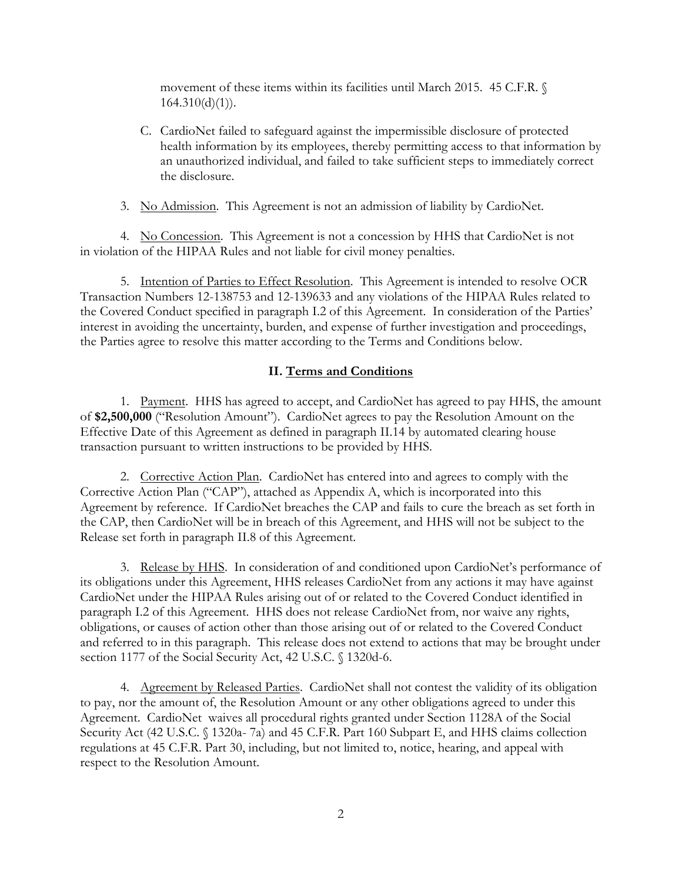movement of these items within its facilities until March 2015. 45 C.F.R. § 164.310(d)(1)).

C. CardioNet failed to safeguard against the impermissible disclosure of protected health information by its employees, thereby permitting access to that information by an unauthorized individual, and failed to take sufficient steps to immediately correct the disclosure.

3. No Admission. This Agreement is not an admission of liability by CardioNet.

4. No Concession. This Agreement is not a concession by HHS that CardioNet is not in violation of the HIPAA Rules and not liable for civil money penalties.

5. Intention of Parties to Effect Resolution. This Agreement is intended to resolve OCR Transaction Numbers 12-138753 and 12-139633 and any violations of the HIPAA Rules related to the Covered Conduct specified in paragraph I.2 of this Agreement. In consideration of the Parties' interest in avoiding the uncertainty, burden, and expense of further investigation and proceedings, the Parties agree to resolve this matter according to the Terms and Conditions below.

## II. Terms and Conditions

1. Payment. HHS has agreed to accept, and CardioNet has agreed to pay HHS, the amount of **$2,500,000** ("Resolution Amount"). CardioNet agrees to pay the Resolution Amount on the Effective Date of this Agreement as defined in paragraph II.14 by automated clearing house transaction pursuant to written instructions to be provided by HHS.

2. Corrective Action Plan. CardioNet has entered into and agrees to comply with the Corrective Action Plan ("CAP"), attached as Appendix A, which is incorporated into this Agreement by reference. If CardioNet breaches the CAP and fails to cure the breach as set forth in the CAP, then CardioNet will be in breach of this Agreement, and HHS will not be subject to the Release set forth in paragraph II.8 of this Agreement.

3. Release by HHS. In consideration of and conditioned upon CardioNet's performance of its obligations under this Agreement, HHS releases CardioNet from any actions it may have against CardioNet under the HIPAA Rules arising out of or related to the Covered Conduct identified in paragraph I.2 of this Agreement. HHS does not release CardioNet from, nor waive any rights, obligations, or causes of action other than those arising out of or related to the Covered Conduct and referred to in this paragraph. This release does not extend to actions that may be brought under section 1177 of the Social Security Act, 42 U.S.C. § 1320d-6.

4. Agreement by Released Parties. CardioNet shall not contest the validity of its obligation to pay, nor the amount of, the Resolution Amount or any other obligations agreed to under this Agreement. CardioNet waives all procedural rights granted under Section 1128A of the Social Security Act (42 U.S.C. § 1320a- 7a) and 45 C.F.R. Part 160 Subpart E, and HHS claims collection regulations at 45 C.F.R. Part 30, including, but not limited to, notice, hearing, and appeal with respect to the Resolution Amount.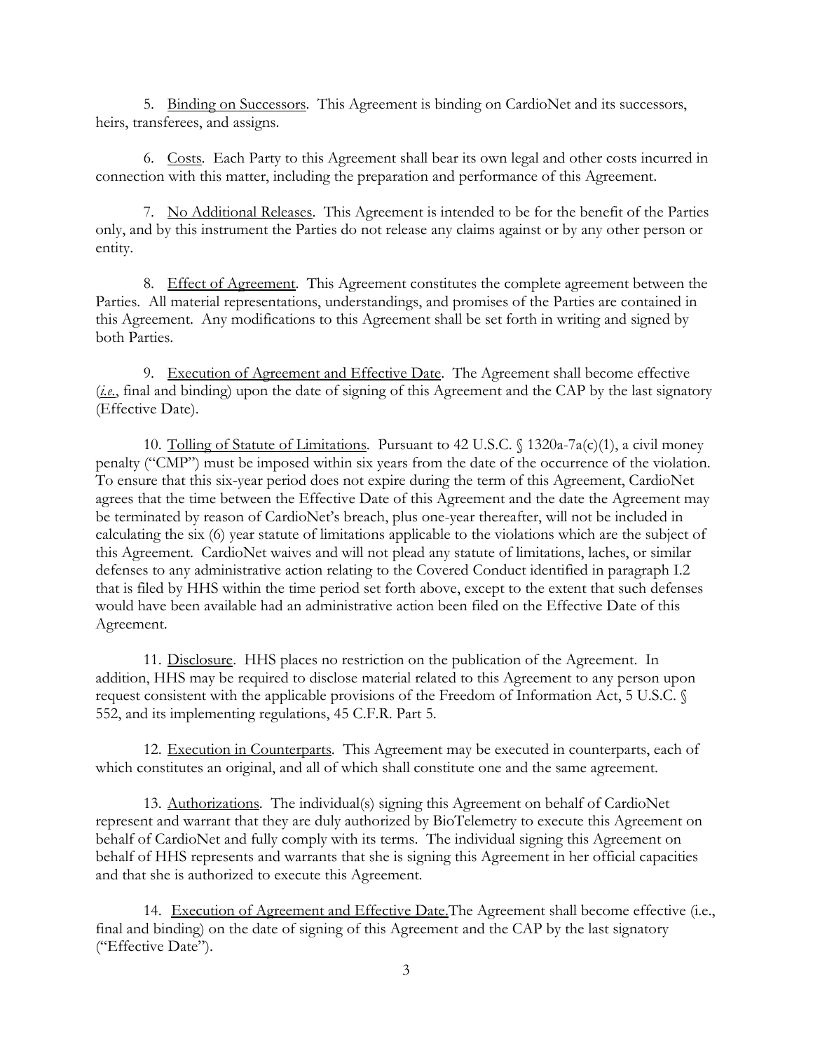5. Binding on Successors. This Agreement is binding on CardioNet and its successors, heirs, transferees, and assigns.

6. Costs. Each Party to this Agreement shall bear its own legal and other costs incurred in connection with this matter, including the preparation and performance of this Agreement.

7. No Additional Releases. This Agreement is intended to be for the benefit of the Parties only, and by this instrument the Parties do not release any claims against or by any other person or entity.

8. Effect of Agreement. This Agreement constitutes the complete agreement between the Parties. All material representations, understandings, and promises of the Parties are contained in this Agreement. Any modifications to this Agreement shall be set forth in writing and signed by both Parties.

9. Execution of Agreement and Effective Date. The Agreement shall become effective (*i.e.*, final and binding) upon the date of signing of this Agreement and the CAP by the last signatory (Effective Date).

10. Tolling of Statute of Limitations. Pursuant to 42 U.S.C. § 1320a-7a(c)(1), a civil money penalty ("CMP") must be imposed within six years from the date of the occurrence of the violation. To ensure that this six-year period does not expire during the term of this Agreement, CardioNet agrees that the time between the Effective Date of this Agreement and the date the Agreement may be terminated by reason of CardioNet's breach, plus one-year thereafter, will not be included in calculating the six (6) year statute of limitations applicable to the violations which are the subject of this Agreement. CardioNet waives and will not plead any statute of limitations, laches, or similar defenses to any administrative action relating to the Covered Conduct identified in paragraph I.2 that is filed by HHS within the time period set forth above, except to the extent that such defenses would have been available had an administrative action been filed on the Effective Date of this Agreement.

11. Disclosure. HHS places no restriction on the publication of the Agreement. In addition, HHS may be required to disclose material related to this Agreement to any person upon request consistent with the applicable provisions of the Freedom of Information Act, 5 U.S.C. § 552, and its implementing regulations, 45 C.F.R. Part 5.

12. Execution in Counterparts. This Agreement may be executed in counterparts, each of which constitutes an original, and all of which shall constitute one and the same agreement.

13. Authorizations. The individual(s) signing this Agreement on behalf of CardioNet represent and warrant that they are duly authorized by BioTelemetry to execute this Agreement on behalf of CardioNet and fully comply with its terms. The individual signing this Agreement on behalf of HHS represents and warrants that she is signing this Agreement in her official capacities and that she is authorized to execute this Agreement.

14. Execution of Agreement and Effective Date.The Agreement shall become effective (i.e., final and binding) on the date of signing of this Agreement and the CAP by the last signatory ("Effective Date").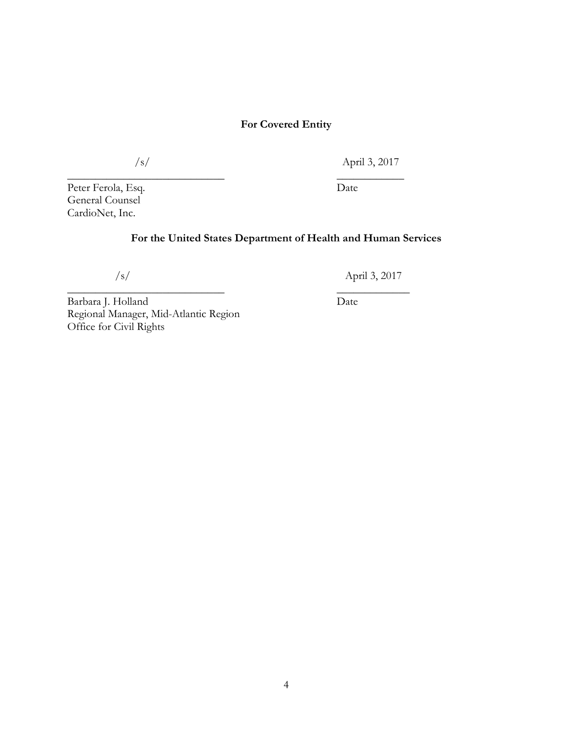**For Covered Entity**

/s/ April 3, 2017

_____________________________ ____________

Peter Ferola, Esq. Date
General Counsel
CardioNet, Inc.

**For the United States Department of Health and Human Services**

/s/ April 3, 2017

_____________________________ _____________

Barbara J. Holland Date
Regional Manager, Mid-Atlantic Region
Office for Civil Rights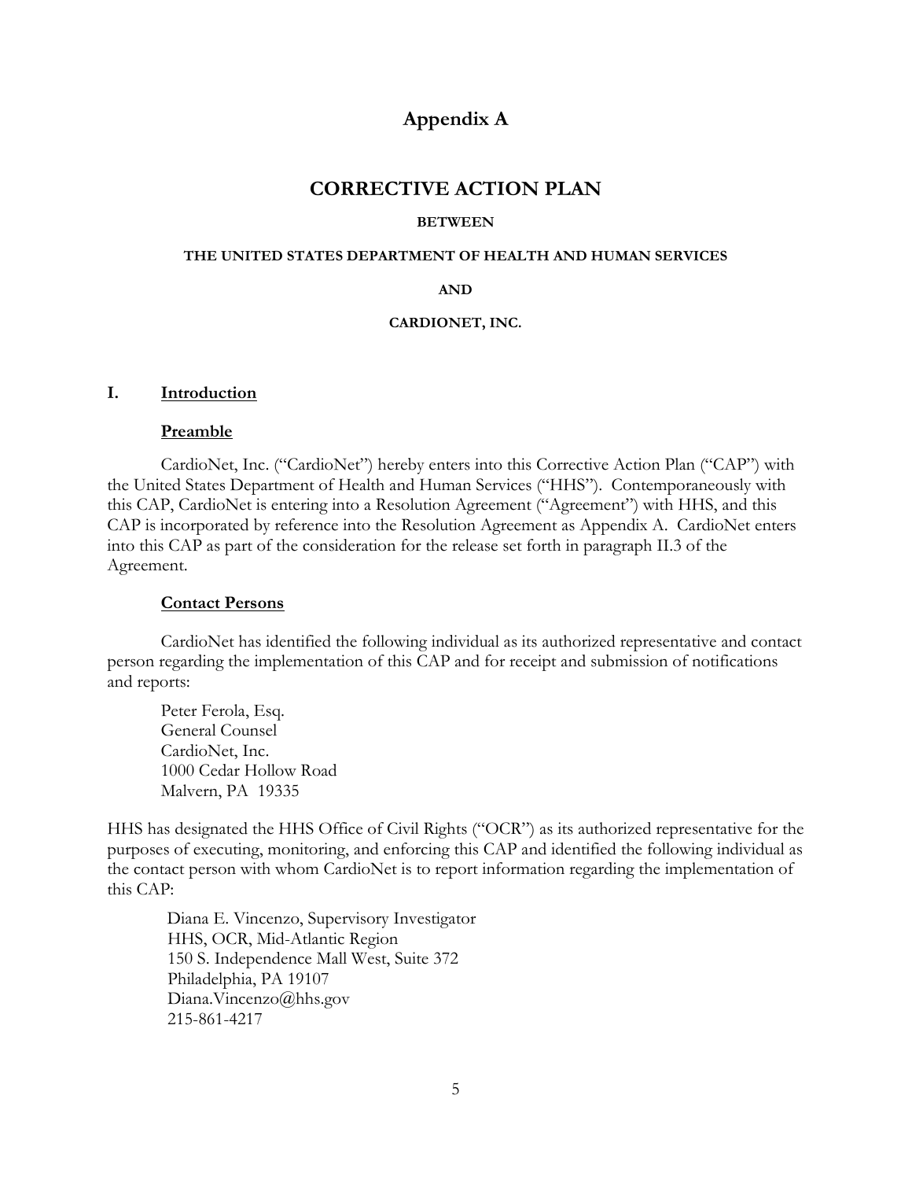# Appendix A

## CORRECTIVE ACTION PLAN

**BETWEEN**

**THE UNITED STATES DEPARTMENT OF HEALTH AND HUMAN SERVICES**

**AND**

**CARDIONET, INC.**

### I. Introduction

#### Preamble

CardioNet, Inc. ("CardioNet") hereby enters into this Corrective Action Plan ("CAP") with the United States Department of Health and Human Services ("HHS"). Contemporaneously with this CAP, CardioNet is entering into a Resolution Agreement ("Agreement") with HHS, and this CAP is incorporated by reference into the Resolution Agreement as Appendix A. CardioNet enters into this CAP as part of the consideration for the release set forth in paragraph II.3 of the Agreement.

#### Contact Persons

CardioNet has identified the following individual as its authorized representative and contact person regarding the implementation of this CAP and for receipt and submission of notifications and reports:

Peter Ferola, Esq.
General Counsel
CardioNet, Inc.
1000 Cedar Hollow Road
Malvern, PA 19335

HHS has designated the HHS Office of Civil Rights ("OCR") as its authorized representative for the purposes of executing, monitoring, and enforcing this CAP and identified the following individual as the contact person with whom CardioNet is to report information regarding the implementation of this CAP:

Diana E. Vincenzo, Supervisory Investigator
HHS, OCR, Mid-Atlantic Region
150 S. Independence Mall West, Suite 372
Philadelphia, PA 19107
Diana.Vincenzo@hhs.gov
215-861-4217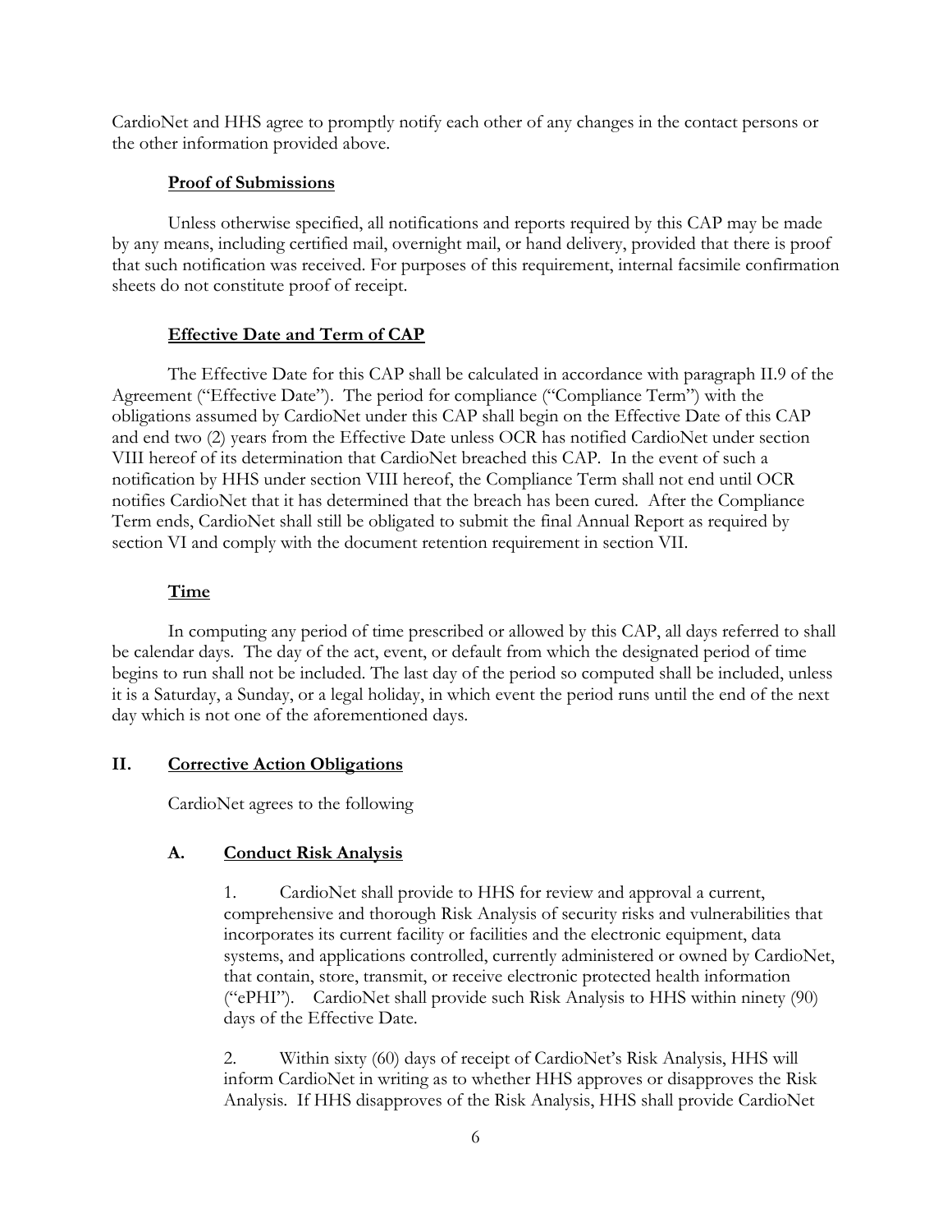CardioNet and HHS agree to promptly notify each other of any changes in the contact persons or the other information provided above.

**Proof of Submissions**

Unless otherwise specified, all notifications and reports required by this CAP may be made by any means, including certified mail, overnight mail, or hand delivery, provided that there is proof that such notification was received. For purposes of this requirement, internal facsimile confirmation sheets do not constitute proof of receipt.

**Effective Date and Term of CAP**

The Effective Date for this CAP shall be calculated in accordance with paragraph II.9 of the Agreement ("Effective Date"). The period for compliance ("Compliance Term") with the obligations assumed by CardioNet under this CAP shall begin on the Effective Date of this CAP and end two (2) years from the Effective Date unless OCR has notified CardioNet under section VIII hereof of its determination that CardioNet breached this CAP. In the event of such a notification by HHS under section VIII hereof, the Compliance Term shall not end until OCR notifies CardioNet that it has determined that the breach has been cured. After the Compliance Term ends, CardioNet shall still be obligated to submit the final Annual Report as required by section VI and comply with the document retention requirement in section VII.

**Time**

In computing any period of time prescribed or allowed by this CAP, all days referred to shall be calendar days. The day of the act, event, or default from which the designated period of time begins to run shall not be included. The last day of the period so computed shall be included, unless it is a Saturday, a Sunday, or a legal holiday, in which event the period runs until the end of the next day which is not one of the aforementioned days.

## II. Corrective Action Obligations

CardioNet agrees to the following

### A. Conduct Risk Analysis

1. CardioNet shall provide to HHS for review and approval a current, comprehensive and thorough Risk Analysis of security risks and vulnerabilities that incorporates its current facility or facilities and the electronic equipment, data systems, and applications controlled, currently administered or owned by CardioNet, that contain, store, transmit, or receive electronic protected health information ("ePHI"). CardioNet shall provide such Risk Analysis to HHS within ninety (90) days of the Effective Date.

2. Within sixty (60) days of receipt of CardioNet's Risk Analysis, HHS will inform CardioNet in writing as to whether HHS approves or disapproves the Risk Analysis. If HHS disapproves of the Risk Analysis, HHS shall provide CardioNet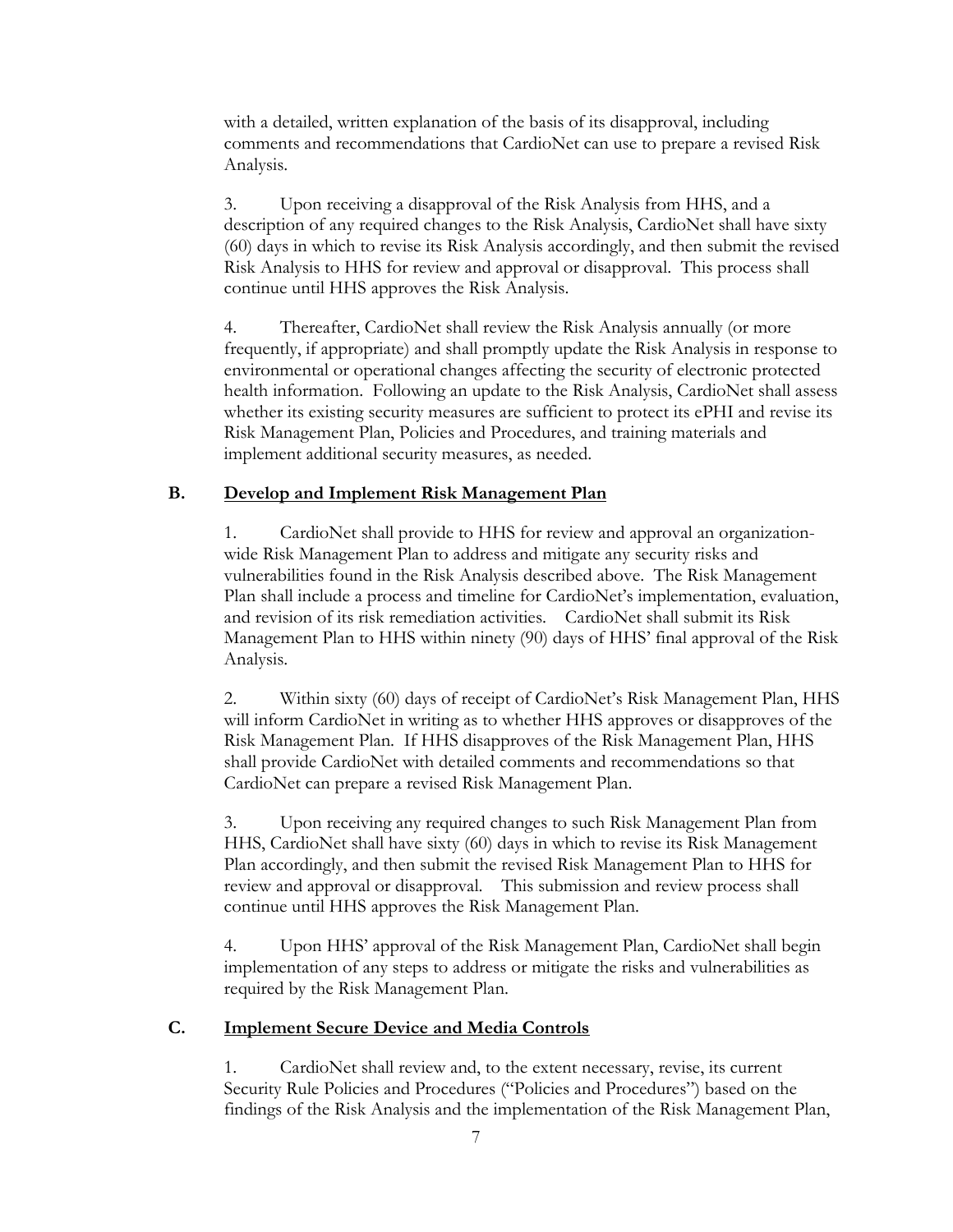with a detailed, written explanation of the basis of its disapproval, including comments and recommendations that CardioNet can use to prepare a revised Risk Analysis.

3. Upon receiving a disapproval of the Risk Analysis from HHS, and a description of any required changes to the Risk Analysis, CardioNet shall have sixty (60) days in which to revise its Risk Analysis accordingly, and then submit the revised Risk Analysis to HHS for review and approval or disapproval. This process shall continue until HHS approves the Risk Analysis.

4. Thereafter, CardioNet shall review the Risk Analysis annually (or more frequently, if appropriate) and shall promptly update the Risk Analysis in response to environmental or operational changes affecting the security of electronic protected health information. Following an update to the Risk Analysis, CardioNet shall assess whether its existing security measures are sufficient to protect its ePHI and revise its Risk Management Plan, Policies and Procedures, and training materials and implement additional security measures, as needed.

### B. Develop and Implement Risk Management Plan

1. CardioNet shall provide to HHS for review and approval an organization-wide Risk Management Plan to address and mitigate any security risks and vulnerabilities found in the Risk Analysis described above. The Risk Management Plan shall include a process and timeline for CardioNet's implementation, evaluation, and revision of its risk remediation activities. CardioNet shall submit its Risk Management Plan to HHS within ninety (90) days of HHS' final approval of the Risk Analysis.

2. Within sixty (60) days of receipt of CardioNet's Risk Management Plan, HHS will inform CardioNet in writing as to whether HHS approves or disapproves of the Risk Management Plan. If HHS disapproves of the Risk Management Plan, HHS shall provide CardioNet with detailed comments and recommendations so that CardioNet can prepare a revised Risk Management Plan.

3. Upon receiving any required changes to such Risk Management Plan from HHS, CardioNet shall have sixty (60) days in which to revise its Risk Management Plan accordingly, and then submit the revised Risk Management Plan to HHS for review and approval or disapproval. This submission and review process shall continue until HHS approves the Risk Management Plan.

4. Upon HHS' approval of the Risk Management Plan, CardioNet shall begin implementation of any steps to address or mitigate the risks and vulnerabilities as required by the Risk Management Plan.

### C. Implement Secure Device and Media Controls

1. CardioNet shall review and, to the extent necessary, revise, its current Security Rule Policies and Procedures ("Policies and Procedures") based on the findings of the Risk Analysis and the implementation of the Risk Management Plan,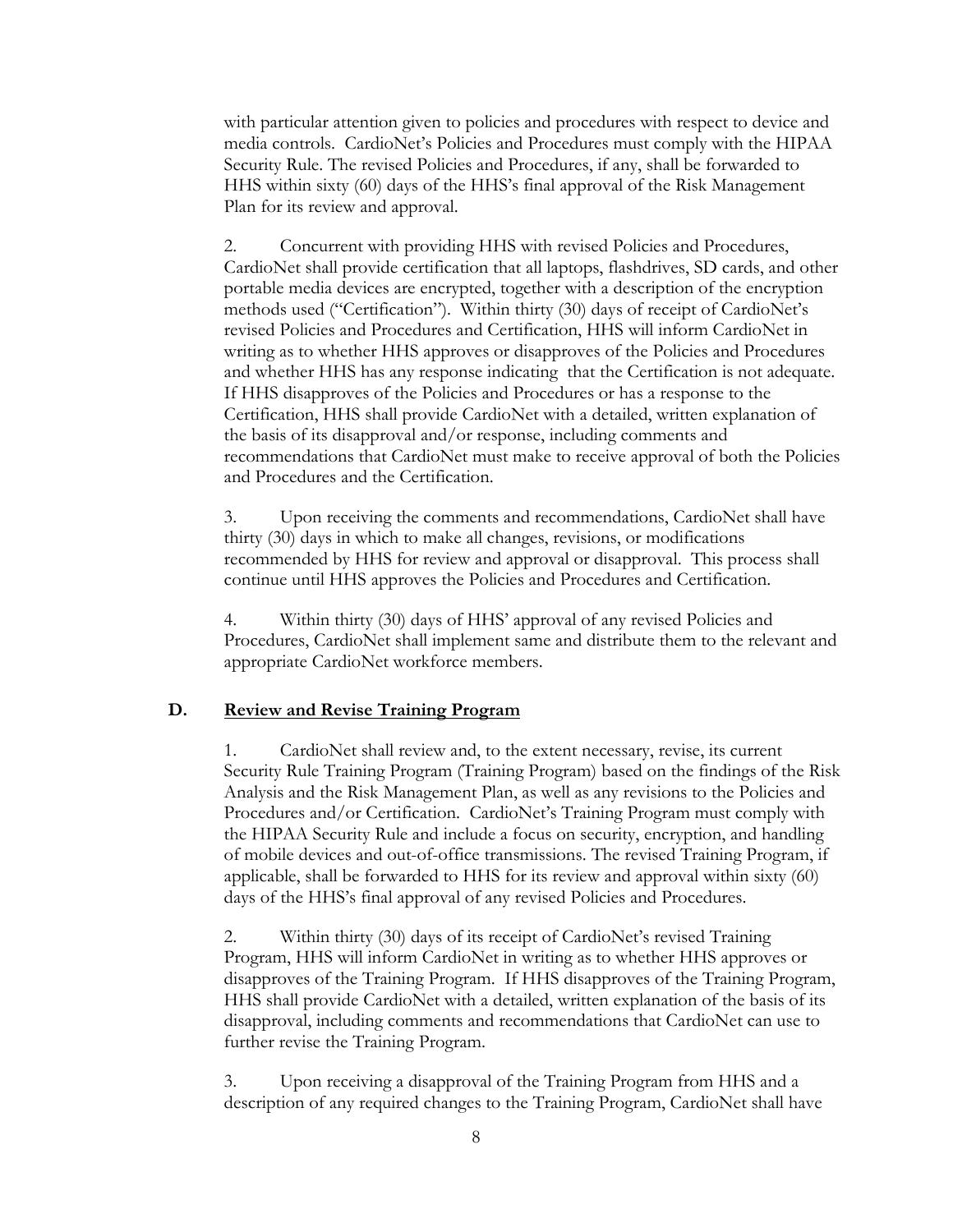with particular attention given to policies and procedures with respect to device and media controls. CardioNet's Policies and Procedures must comply with the HIPAA Security Rule. The revised Policies and Procedures, if any, shall be forwarded to HHS within sixty (60) days of the HHS's final approval of the Risk Management Plan for its review and approval.

2. Concurrent with providing HHS with revised Policies and Procedures, CardioNet shall provide certification that all laptops, flashdrives, SD cards, and other portable media devices are encrypted, together with a description of the encryption methods used ("Certification"). Within thirty (30) days of receipt of CardioNet's revised Policies and Procedures and Certification, HHS will inform CardioNet in writing as to whether HHS approves or disapproves of the Policies and Procedures and whether HHS has any response indicating that the Certification is not adequate. If HHS disapproves of the Policies and Procedures or has a response to the Certification, HHS shall provide CardioNet with a detailed, written explanation of the basis of its disapproval and/or response, including comments and recommendations that CardioNet must make to receive approval of both the Policies and Procedures and the Certification.

3. Upon receiving the comments and recommendations, CardioNet shall have thirty (30) days in which to make all changes, revisions, or modifications recommended by HHS for review and approval or disapproval. This process shall continue until HHS approves the Policies and Procedures and Certification.

4. Within thirty (30) days of HHS' approval of any revised Policies and Procedures, CardioNet shall implement same and distribute them to the relevant and appropriate CardioNet workforce members.

### D. Review and Revise Training Program

1. CardioNet shall review and, to the extent necessary, revise, its current Security Rule Training Program (Training Program) based on the findings of the Risk Analysis and the Risk Management Plan, as well as any revisions to the Policies and Procedures and/or Certification. CardioNet's Training Program must comply with the HIPAA Security Rule and include a focus on security, encryption, and handling of mobile devices and out-of-office transmissions. The revised Training Program, if applicable, shall be forwarded to HHS for its review and approval within sixty (60) days of the HHS's final approval of any revised Policies and Procedures.

2. Within thirty (30) days of its receipt of CardioNet's revised Training Program, HHS will inform CardioNet in writing as to whether HHS approves or disapproves of the Training Program. If HHS disapproves of the Training Program, HHS shall provide CardioNet with a detailed, written explanation of the basis of its disapproval, including comments and recommendations that CardioNet can use to further revise the Training Program.

3. Upon receiving a disapproval of the Training Program from HHS and a description of any required changes to the Training Program, CardioNet shall have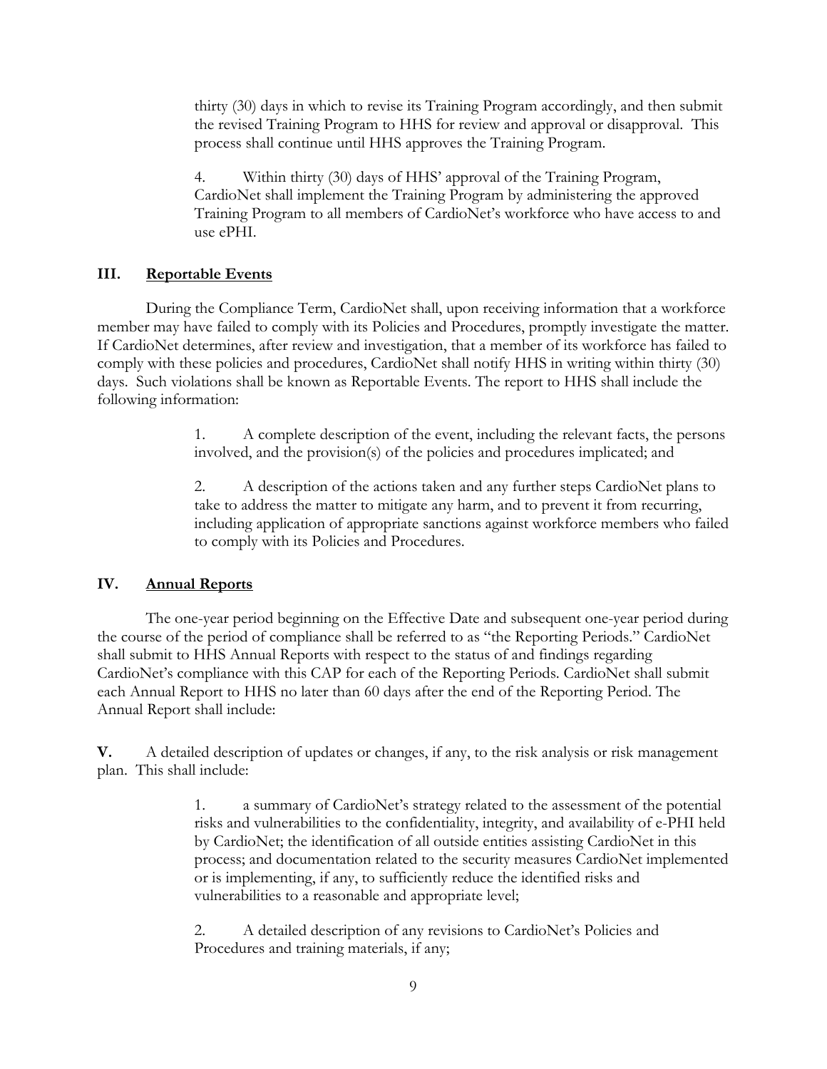thirty (30) days in which to revise its Training Program accordingly, and then submit the revised Training Program to HHS for review and approval or disapproval. This process shall continue until HHS approves the Training Program.

4. Within thirty (30) days of HHS' approval of the Training Program, CardioNet shall implement the Training Program by administering the approved Training Program to all members of CardioNet's workforce who have access to and use ePHI.

## III. Reportable Events

During the Compliance Term, CardioNet shall, upon receiving information that a workforce member may have failed to comply with its Policies and Procedures, promptly investigate the matter. If CardioNet determines, after review and investigation, that a member of its workforce has failed to comply with these policies and procedures, CardioNet shall notify HHS in writing within thirty (30) days. Such violations shall be known as Reportable Events. The report to HHS shall include the following information:

1. A complete description of the event, including the relevant facts, the persons involved, and the provision(s) of the policies and procedures implicated; and

2. A description of the actions taken and any further steps CardioNet plans to take to address the matter to mitigate any harm, and to prevent it from recurring, including application of appropriate sanctions against workforce members who failed to comply with its Policies and Procedures.

## IV. Annual Reports

The one-year period beginning on the Effective Date and subsequent one-year period during the course of the period of compliance shall be referred to as "the Reporting Periods." CardioNet shall submit to HHS Annual Reports with respect to the status of and findings regarding CardioNet's compliance with this CAP for each of the Reporting Periods. CardioNet shall submit each Annual Report to HHS no later than 60 days after the end of the Reporting Period. The Annual Report shall include:

**V.** A detailed description of updates or changes, if any, to the risk analysis or risk management plan. This shall include:

1. a summary of CardioNet's strategy related to the assessment of the potential risks and vulnerabilities to the confidentiality, integrity, and availability of e-PHI held by CardioNet; the identification of all outside entities assisting CardioNet in this process; and documentation related to the security measures CardioNet implemented or is implementing, if any, to sufficiently reduce the identified risks and vulnerabilities to a reasonable and appropriate level;

2. A detailed description of any revisions to CardioNet's Policies and Procedures and training materials, if any;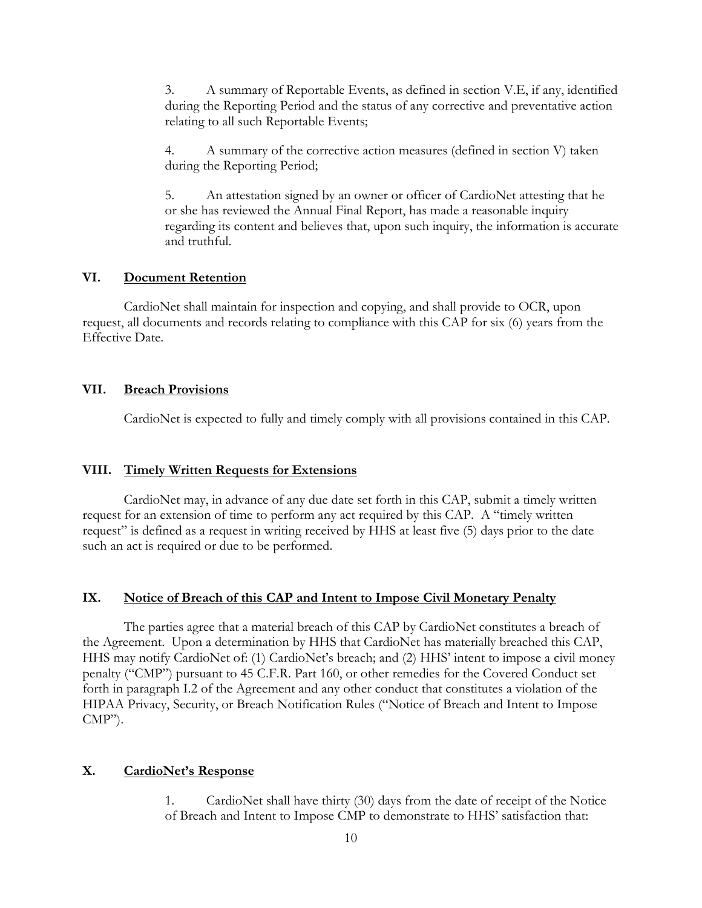3. A summary of Reportable Events, as defined in section V.E, if any, identified during the Reporting Period and the status of any corrective and preventative action relating to all such Reportable Events;

4. A summary of the corrective action measures (defined in section V) taken during the Reporting Period;

5. An attestation signed by an owner or officer of CardioNet attesting that he or she has reviewed the Annual Final Report, has made a reasonable inquiry regarding its content and believes that, upon such inquiry, the information is accurate and truthful.

## VI. Document Retention

CardioNet shall maintain for inspection and copying, and shall provide to OCR, upon request, all documents and records relating to compliance with this CAP for six (6) years from the Effective Date.

## VII. Breach Provisions

CardioNet is expected to fully and timely comply with all provisions contained in this CAP.

## VIII. Timely Written Requests for Extensions

CardioNet may, in advance of any due date set forth in this CAP, submit a timely written request for an extension of time to perform any act required by this CAP. A "timely written request" is defined as a request in writing received by HHS at least five (5) days prior to the date such an act is required or due to be performed.

## IX. Notice of Breach of this CAP and Intent to Impose Civil Monetary Penalty

The parties agree that a material breach of this CAP by CardioNet constitutes a breach of the Agreement. Upon a determination by HHS that CardioNet has materially breached this CAP, HHS may notify CardioNet of: (1) CardioNet's breach; and (2) HHS' intent to impose a civil money penalty ("CMP") pursuant to 45 C.F.R. Part 160, or other remedies for the Covered Conduct set forth in paragraph I.2 of the Agreement and any other conduct that constitutes a violation of the HIPAA Privacy, Security, or Breach Notification Rules ("Notice of Breach and Intent to Impose CMP").

## X. CardioNet's Response

1. CardioNet shall have thirty (30) days from the date of receipt of the Notice of Breach and Intent to Impose CMP to demonstrate to HHS' satisfaction that: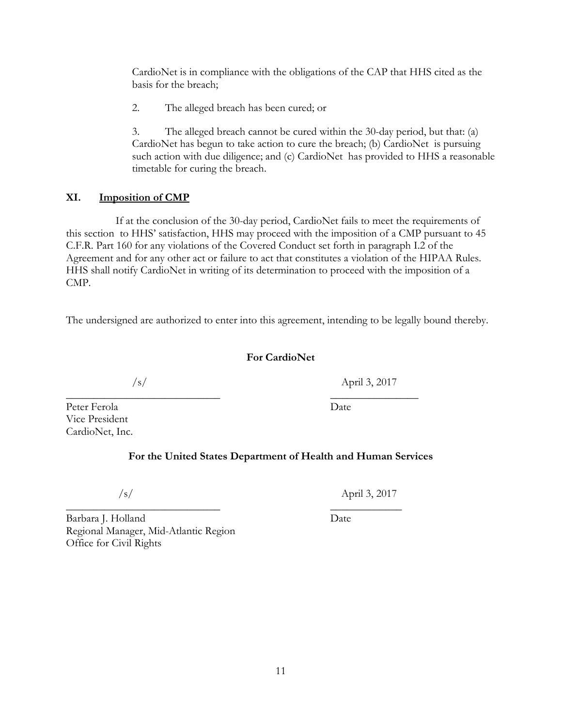CardioNet is in compliance with the obligations of the CAP that HHS cited as the basis for the breach;

2. The alleged breach has been cured; or

3. The alleged breach cannot be cured within the 30-day period, but that: (a) CardioNet has begun to take action to cure the breach; (b) CardioNet is pursuing such action with due diligence; and (c) CardioNet has provided to HHS a reasonable timetable for curing the breach.

## XI. Imposition of CMP

If at the conclusion of the 30-day period, CardioNet fails to meet the requirements of this section to HHS' satisfaction, HHS may proceed with the imposition of a CMP pursuant to 45 C.F.R. Part 160 for any violations of the Covered Conduct set forth in paragraph I.2 of the Agreement and for any other act or failure to act that constitutes a violation of the HIPAA Rules. HHS shall notify CardioNet in writing of its determination to proceed with the imposition of a CMP.

The undersigned are authorized to enter into this agreement, intending to be legally bound thereby.

**For CardioNet**

/s/ April 3, 2017

Peter Ferola
Vice President
CardioNet, Inc.

Date

**For the United States Department of Health and Human Services**

/s/ April 3, 2017

Barbara J. Holland
Regional Manager, Mid-Atlantic Region
Office for Civil Rights

Date